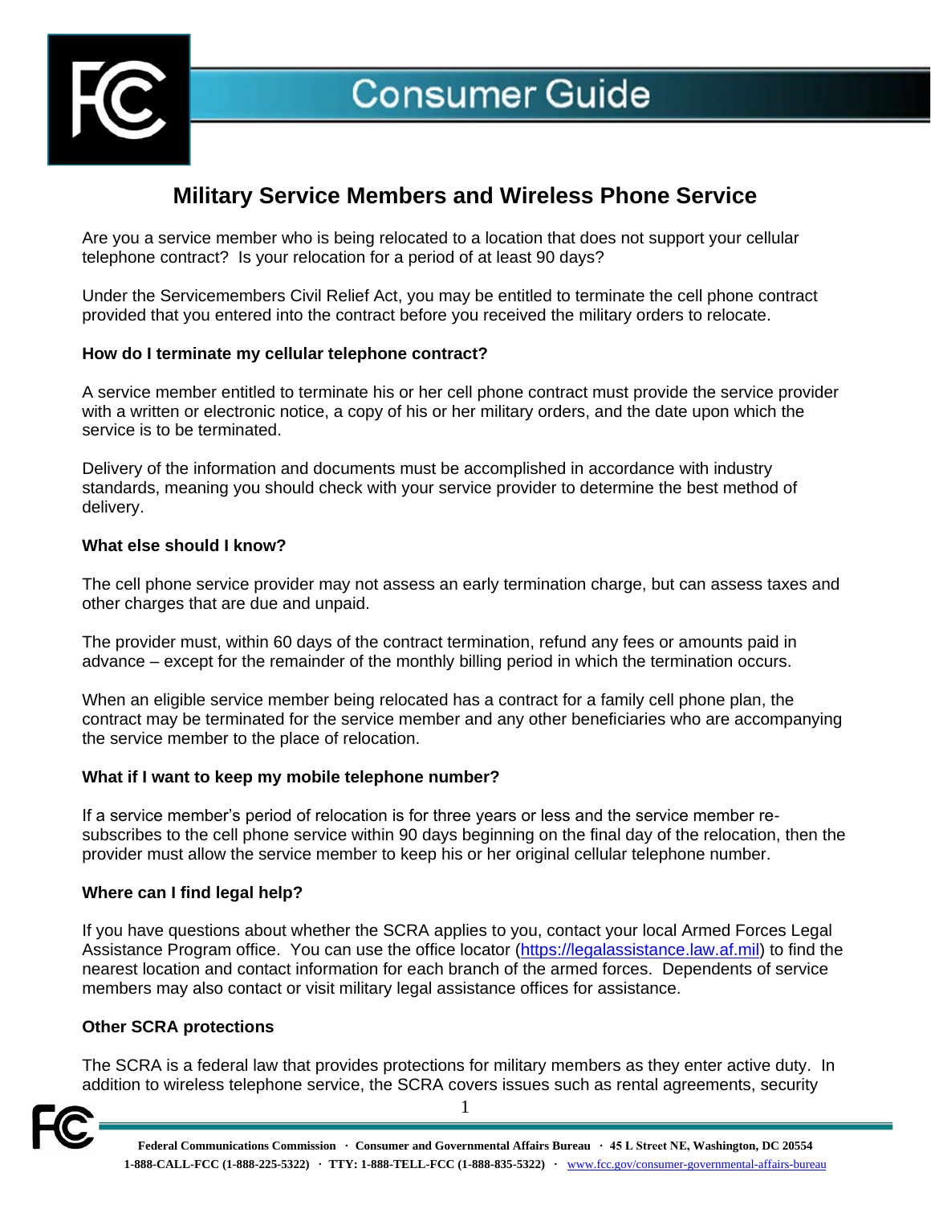# Consumer Guide

## Military Service Members and Wireless Phone Service

Are you a service member who is being relocated to a location that does not support your cellular telephone contract? Is your relocation for a period of at least 90 days?

Under the Servicemembers Civil Relief Act, you may be entitled to terminate the cell phone contract provided that you entered into the contract before you received the military orders to relocate.

### How do I terminate my cellular telephone contract?

A service member entitled to terminate his or her cell phone contract must provide the service provider with a written or electronic notice, a copy of his or her military orders, and the date upon which the service is to be terminated.

Delivery of the information and documents must be accomplished in accordance with industry standards, meaning you should check with your service provider to determine the best method of delivery.

### What else should I know?

The cell phone service provider may not assess an early termination charge, but can assess taxes and other charges that are due and unpaid.

The provider must, within 60 days of the contract termination, refund any fees or amounts paid in advance – except for the remainder of the monthly billing period in which the termination occurs.

When an eligible service member being relocated has a contract for a family cell phone plan, the contract may be terminated for the service member and any other beneficiaries who are accompanying the service member to the place of relocation.

### What if I want to keep my mobile telephone number?

If a service member's period of relocation is for three years or less and the service member re-subscribes to the cell phone service within 90 days beginning on the final day of the relocation, then the provider must allow the service member to keep his or her original cellular telephone number.

### Where can I find legal help?

If you have questions about whether the SCRA applies to you, contact your local Armed Forces Legal Assistance Program office. You can use the office locator (https://legalassistance.law.af.mil) to find the nearest location and contact information for each branch of the armed forces. Dependents of service members may also contact or visit military legal assistance offices for assistance.

### Other SCRA protections

The SCRA is a federal law that provides protections for military members as they enter active duty. In addition to wireless telephone service, the SCRA covers issues such as rental agreements, security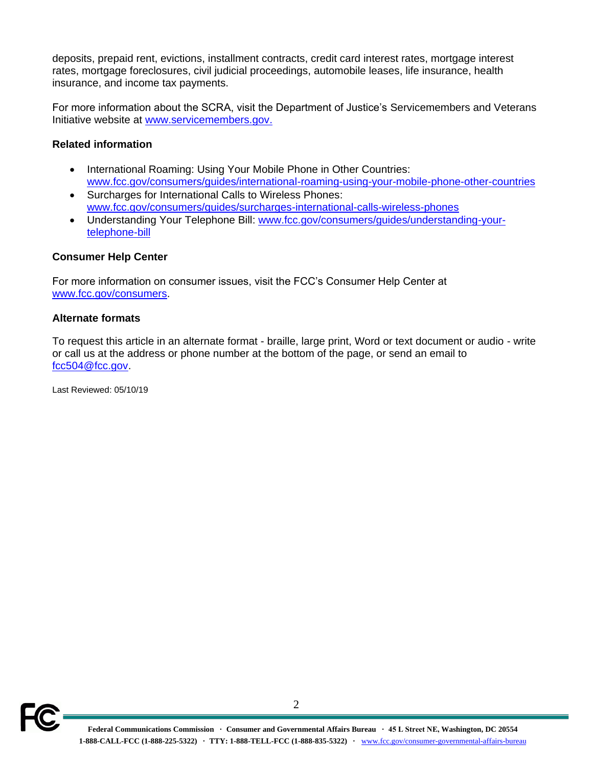deposits, prepaid rent, evictions, installment contracts, credit card interest rates, mortgage interest rates, mortgage foreclosures, civil judicial proceedings, automobile leases, life insurance, health insurance, and income tax payments.

For more information about the SCRA, visit the Department of Justice's Servicemembers and Veterans Initiative website at www.servicemembers.gov.

**Related information**

- International Roaming: Using Your Mobile Phone in Other Countries: www.fcc.gov/consumers/guides/international-roaming-using-your-mobile-phone-other-countries
- Surcharges for International Calls to Wireless Phones: www.fcc.gov/consumers/guides/surcharges-international-calls-wireless-phones
- Understanding Your Telephone Bill: www.fcc.gov/consumers/guides/understanding-your-telephone-bill

**Consumer Help Center**

For more information on consumer issues, visit the FCC's Consumer Help Center at www.fcc.gov/consumers.

**Alternate formats**

To request this article in an alternate format - braille, large print, Word or text document or audio - write or call us at the address or phone number at the bottom of the page, or send an email to fcc504@fcc.gov.

Last Reviewed: 05/10/19

**Federal Communications Commission · Consumer and Governmental Affairs Bureau · 45 L Street NE, Washington, DC 20554**
**1-888-CALL-FCC (1-888-225-5322) · TTY: 1-888-TELL-FCC (1-888-835-5322) ·** www.fcc.gov/consumer-governmental-affairs-bureau